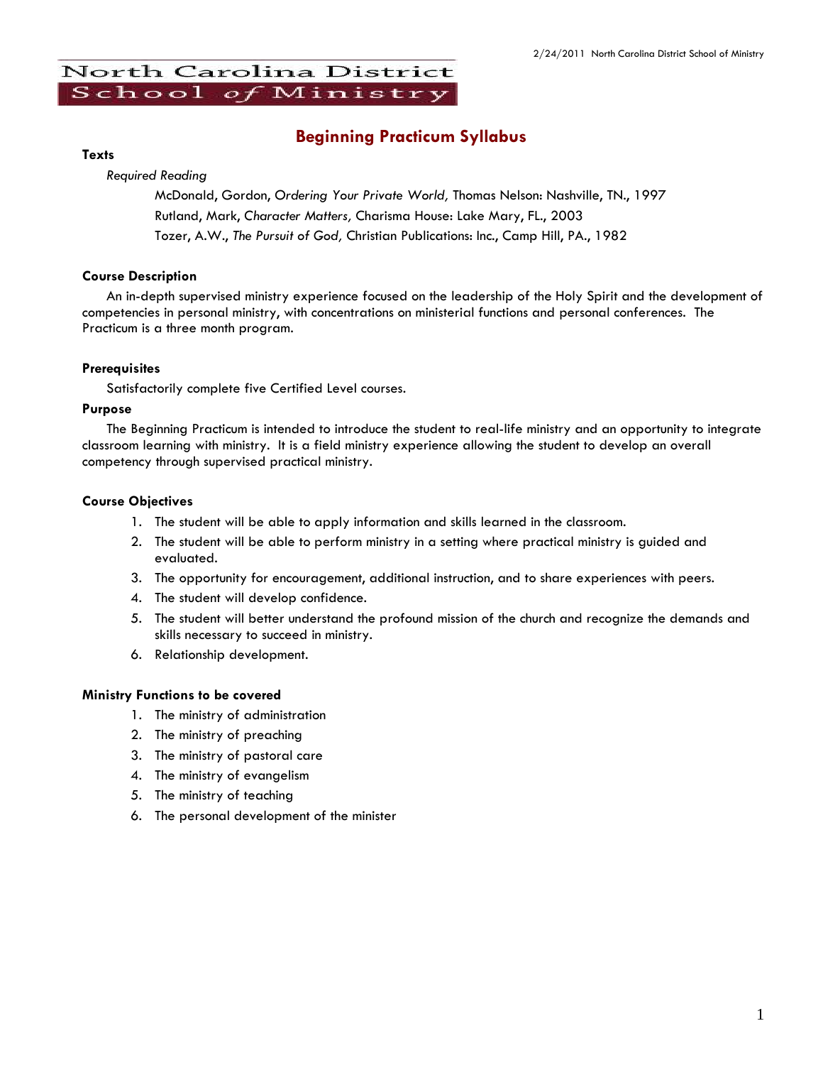# North Carolina District School of Ministry

## Beginning Practicum Syllabus

### Texts

*Required Reading*

McDonald, Gordon, *Ordering Your Private World,* Thomas Nelson: Nashville, TN., 1997

Rutland, Mark, *Character Matters,* Charisma House: Lake Mary, FL., 2003

Tozer, A.W., *The Pursuit of God,* Christian Publications: Inc., Camp Hill, PA., 1982

### Course Description

An in-depth supervised ministry experience focused on the leadership of the Holy Spirit and the development of competencies in personal ministry, with concentrations on ministerial functions and personal conferences. The Practicum is a three month program.

### Prerequisites

Satisfactorily complete five Certified Level courses.

### Purpose

The Beginning Practicum is intended to introduce the student to real-life ministry and an opportunity to integrate classroom learning with ministry. It is a field ministry experience allowing the student to develop an overall competency through supervised practical ministry.

### Course Objectives

1. The student will be able to apply information and skills learned in the classroom.
2. The student will be able to perform ministry in a setting where practical ministry is guided and evaluated.
3. The opportunity for encouragement, additional instruction, and to share experiences with peers.
4. The student will develop confidence.
5. The student will better understand the profound mission of the church and recognize the demands and skills necessary to succeed in ministry.
6. Relationship development.

### Ministry Functions to be covered

1. The ministry of administration
2. The ministry of preaching
3. The ministry of pastoral care
4. The ministry of evangelism
5. The ministry of teaching
6. The personal development of the minister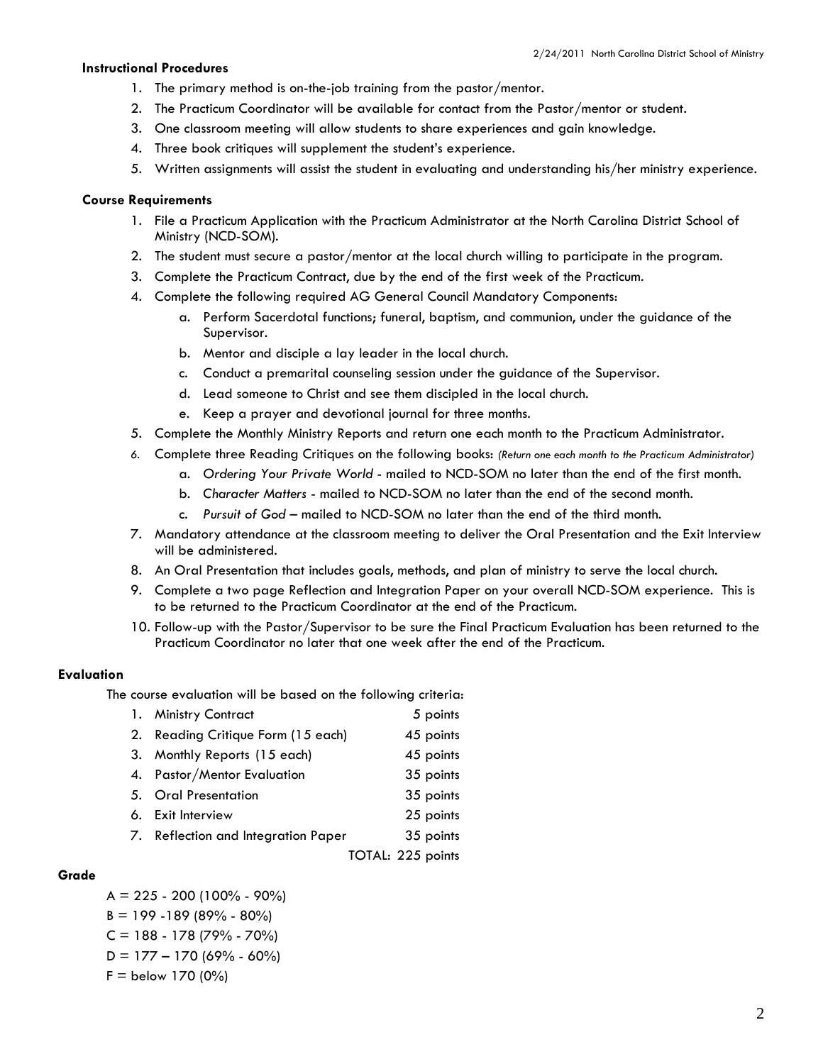**Instructional Procedures**

1. The primary method is on-the-job training from the pastor/mentor.
2. The Practicum Coordinator will be available for contact from the Pastor/mentor or student.
3. One classroom meeting will allow students to share experiences and gain knowledge.
4. Three book critiques will supplement the student's experience.
5. Written assignments will assist the student in evaluating and understanding his/her ministry experience.

**Course Requirements**

1. File a Practicum Application with the Practicum Administrator at the North Carolina District School of Ministry (NCD-SOM).
2. The student must secure a pastor/mentor at the local church willing to participate in the program.
3. Complete the Practicum Contract, due by the end of the first week of the Practicum.
4. Complete the following required AG General Council Mandatory Components:
   a. Perform Sacerdotal functions; funeral, baptism, and communion, under the guidance of the Supervisor.
   b. Mentor and disciple a lay leader in the local church.
   c. Conduct a premarital counseling session under the guidance of the Supervisor.
   d. Lead someone to Christ and see them discipled in the local church.
   e. Keep a prayer and devotional journal for three months.
5. Complete the Monthly Ministry Reports and return one each month to the Practicum Administrator.
6. Complete three Reading Critiques on the following books: *(Return one each month to the Practicum Administrator)*
   a. *Ordering Your Private World* - mailed to NCD-SOM no later than the end of the first month.
   b. *Character Matters* - mailed to NCD-SOM no later than the end of the second month.
   c. *Pursuit of God* – mailed to NCD-SOM no later than the end of the third month.
7. Mandatory attendance at the classroom meeting to deliver the Oral Presentation and the Exit Interview will be administered.
8. An Oral Presentation that includes goals, methods, and plan of ministry to serve the local church.
9. Complete a two page Reflection and Integration Paper on your overall NCD-SOM experience. This is to be returned to the Practicum Coordinator at the end of the Practicum.
10. Follow-up with the Pastor/Supervisor to be sure the Final Practicum Evaluation has been returned to the Practicum Coordinator no later that one week after the end of the Practicum.

**Evaluation**

The course evaluation will be based on the following criteria:

| | | |
|---|---|---|
| 1. | Ministry Contract | 5 points |
| 2. | Reading Critique Form (15 each) | 45 points |
| 3. | Monthly Reports (15 each) | 45 points |
| 4. | Pastor/Mentor Evaluation | 35 points |
| 5. | Oral Presentation | 35 points |
| 6. | Exit Interview | 25 points |
| 7. | Reflection and Integration Paper | 35 points |
| | | TOTAL: 225 points |

**Grade**

A = 225 - 200 (100% - 90%)
B = 199 -189 (89% - 80%)
C = 188 - 178 (79% - 70%)
D = 177 – 170 (69% - 60%)
F = below 170 (0%)